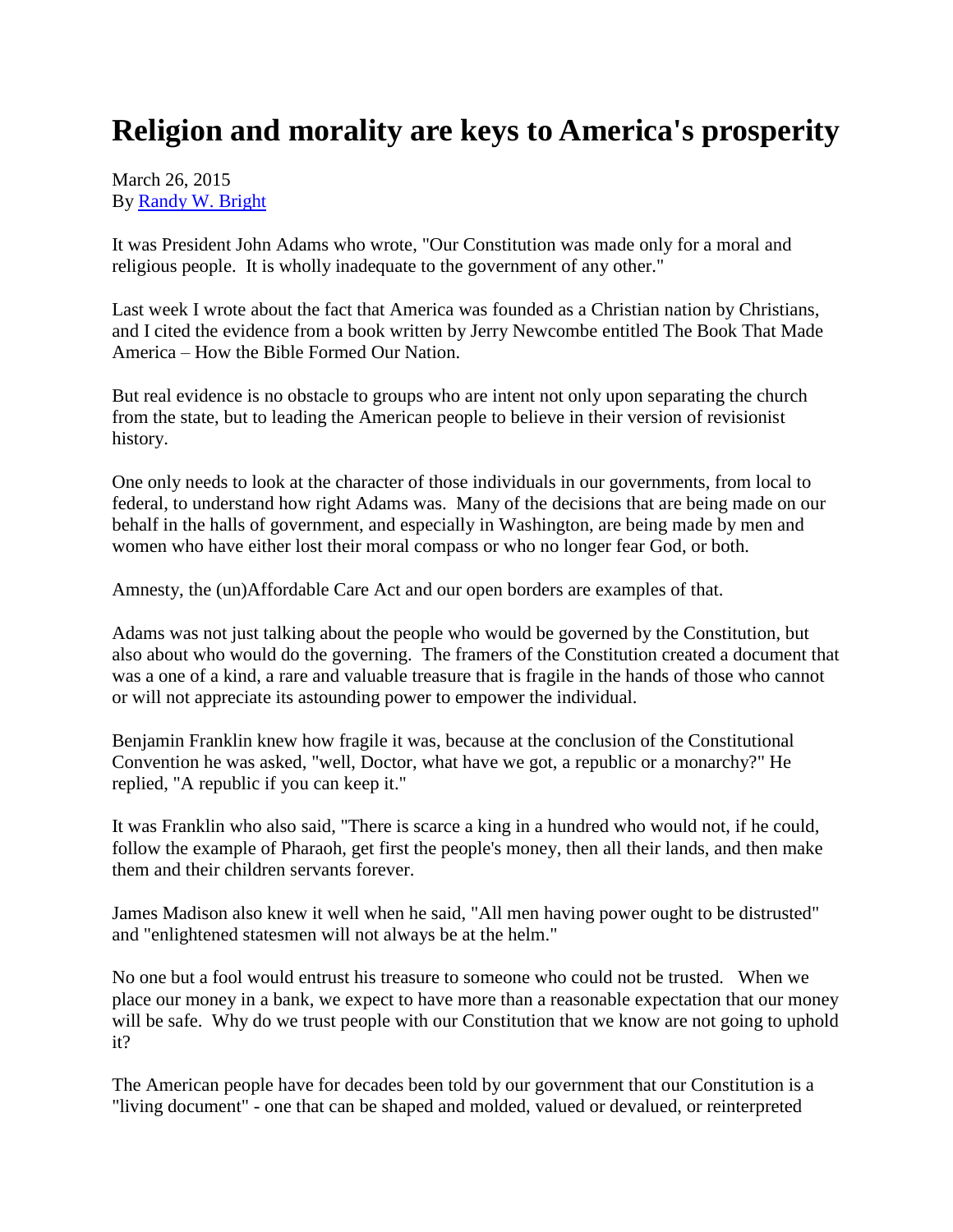# Religion and morality are keys to America's prosperity

March 26, 2015
By [Randy W. Bright]

It was President John Adams who wrote, "Our Constitution was made only for a moral and religious people. It is wholly inadequate to the government of any other."

Last week I wrote about the fact that America was founded as a Christian nation by Christians, and I cited the evidence from a book written by Jerry Newcombe entitled The Book That Made America – How the Bible Formed Our Nation.

But real evidence is no obstacle to groups who are intent not only upon separating the church from the state, but to leading the American people to believe in their version of revisionist history.

One only needs to look at the character of those individuals in our governments, from local to federal, to understand how right Adams was. Many of the decisions that are being made on our behalf in the halls of government, and especially in Washington, are being made by men and women who have either lost their moral compass or who no longer fear God, or both.

Amnesty, the (un)Affordable Care Act and our open borders are examples of that.

Adams was not just talking about the people who would be governed by the Constitution, but also about who would do the governing. The framers of the Constitution created a document that was a one of a kind, a rare and valuable treasure that is fragile in the hands of those who cannot or will not appreciate its astounding power to empower the individual.

Benjamin Franklin knew how fragile it was, because at the conclusion of the Constitutional Convention he was asked, "well, Doctor, what have we got, a republic or a monarchy?" He replied, "A republic if you can keep it."

It was Franklin who also said, "There is scarce a king in a hundred who would not, if he could, follow the example of Pharaoh, get first the people's money, then all their lands, and then make them and their children servants forever.

James Madison also knew it well when he said, "All men having power ought to be distrusted" and "enlightened statesmen will not always be at the helm."

No one but a fool would entrust his treasure to someone who could not be trusted. When we place our money in a bank, we expect to have more than a reasonable expectation that our money will be safe. Why do we trust people with our Constitution that we know are not going to uphold it?

The American people have for decades been told by our government that our Constitution is a "living document" - one that can be shaped and molded, valued or devalued, or reinterpreted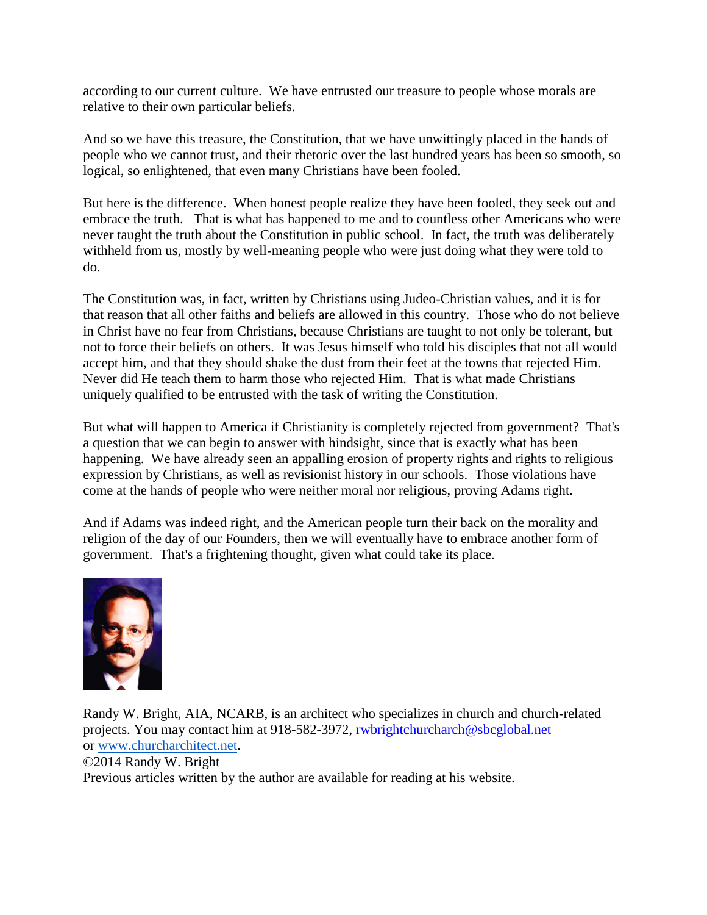according to our current culture. We have entrusted our treasure to people whose morals are relative to their own particular beliefs.

And so we have this treasure, the Constitution, that we have unwittingly placed in the hands of people who we cannot trust, and their rhetoric over the last hundred years has been so smooth, so logical, so enlightened, that even many Christians have been fooled.

But here is the difference. When honest people realize they have been fooled, they seek out and embrace the truth. That is what has happened to me and to countless other Americans who were never taught the truth about the Constitution in public school. In fact, the truth was deliberately withheld from us, mostly by well-meaning people who were just doing what they were told to do.

The Constitution was, in fact, written by Christians using Judeo-Christian values, and it is for that reason that all other faiths and beliefs are allowed in this country. Those who do not believe in Christ have no fear from Christians, because Christians are taught to not only be tolerant, but not to force their beliefs on others. It was Jesus himself who told his disciples that not all would accept him, and that they should shake the dust from their feet at the towns that rejected Him. Never did He teach them to harm those who rejected Him. That is what made Christians uniquely qualified to be entrusted with the task of writing the Constitution.

But what will happen to America if Christianity is completely rejected from government? That's a question that we can begin to answer with hindsight, since that is exactly what has been happening. We have already seen an appalling erosion of property rights and rights to religious expression by Christians, as well as revisionist history in our schools. Those violations have come at the hands of people who were neither moral nor religious, proving Adams right.

And if Adams was indeed right, and the American people turn their back on the morality and religion of the day of our Founders, then we will eventually have to embrace another form of government. That's a frightening thought, given what could take its place.

Randy W. Bright, AIA, NCARB, is an architect who specializes in church and church-related projects. You may contact him at 918-582-3972, [rwbrightchurcharch@sbcglobal.net](mailto:rwbrightchurcharch@sbcglobal.net) or [www.churcharchitect.net](http://www.churcharchitect.net).
©2014 Randy W. Bright
Previous articles written by the author are available for reading at his website.